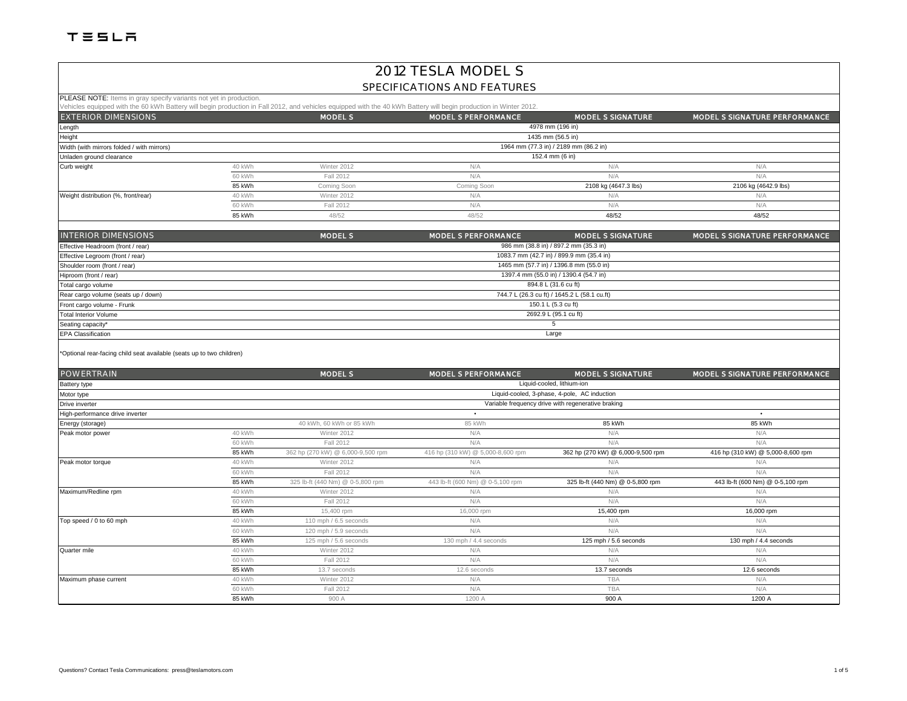TESLA

# 2012 TESLA MODEL S

## SPECIFICATIONS AND FEATURES

**PLEASE NOTE:** Items in gray specify variants not yet in production.
Vehicles equipped with the 60 kWh Battery will begin production in Fall 2012, and vehicles equipped with the 40 kWh Battery will begin production in Winter 2012.

| EXTERIOR DIMENSIONS | | MODEL S | MODEL S PERFORMANCE | MODEL S SIGNATURE | MODEL S SIGNATURE PERFORMANCE |
|---|---|---|---|---|---|
| Length | | 4978 mm (196 in) | | | |
| Height | | 1435 mm (56.5 in) | | | |
| Width (with mirrors folded / with mirrors) | | 1964 mm (77.3 in) / 2189 mm (86.2 in) | | | |
| Unladen ground clearance | | 152.4 mm (6 in) | | | |
| Curb weight | 40 kWh | Winter 2012 | N/A | N/A | N/A |
| | 60 kWh | Fall 2012 | N/A | N/A | N/A |
| | 85 kWh | Coming Soon | Coming Soon | 2108 kg (4647.3 lbs) | 2106 kg (4642.9 lbs) |
| Weight distribution (%, front/rear) | 40 kWh | Winter 2012 | N/A | N/A | N/A |
| | 60 kWh | Fall 2012 | N/A | N/A | N/A |
| | 85 kWh | 48/52 | 48/52 | 48/52 | 48/52 |

| INTERIOR DIMENSIONS | MODEL S | MODEL S PERFORMANCE | MODEL S SIGNATURE | MODEL S SIGNATURE PERFORMANCE |
|---|---|---|---|---|
| Effective Headroom (front / rear) | 986 mm (38.8 in) / 897.2 mm (35.3 in) | | | |
| Effective Legroom (front / rear) | 1083.7 mm (42.7 in) / 899.9 mm (35.4 in) | | | |
| Shoulder room (front / rear) | 1465 mm (57.7 in) / 1396.8 mm (55.0 in) | | | |
| Hiproom (front / rear) | 1397.4 mm (55.0 in) / 1390.4 (54.7 in) | | | |
| Total cargo volume | 894.8 L (31.6 cu ft) | | | |
| Rear cargo volume (seats up / down) | 744.7 L (26.3 cu ft) / 1645.2 L (58.1 cu.ft) | | | |
| Front cargo volume - Frunk | 150.1 L (5.3 cu ft) | | | |
| Total Interior Volume | 2692.9 L (95.1 cu ft) | | | |
| Seating capacity* | 5 | | | |
| EPA Classification | Large | | | |

*Optional rear-facing child seat available (seats up to two children)

| POWERTRAIN | | MODEL S | MODEL S PERFORMANCE | MODEL S SIGNATURE | MODEL S SIGNATURE PERFORMANCE |
|---|---|---|---|---|---|
| Battery type | | Liquid-cooled, lithium-ion | | | |
| Motor type | | Liquid-cooled, 3-phase, 4-pole, AC induction | | | |
| Drive inverter | | Variable frequency drive with regenerative braking | | | |
| High-performance drive inverter | | | • | | • |
| Energy (storage) | | 40 kWh, 60 kWh or 85 kWh | 85 kWh | 85 kWh | 85 kWh |
| Peak motor power | 40 kWh | Winter 2012 | N/A | N/A | N/A |
| | 60 kWh | Fall 2012 | N/A | N/A | N/A |
| | 85 kWh | 362 hp (270 kW) @ 6,000-9,500 rpm | 416 hp (310 kW) @ 5,000-8,600 rpm | 362 hp (270 kW) @ 6,000-9,500 rpm | 416 hp (310 kW) @ 5,000-8,600 rpm |
| Peak motor torque | 40 kWh | Winter 2012 | N/A | N/A | N/A |
| | 60 kWh | Fall 2012 | N/A | N/A | N/A |
| | 85 kWh | 325 lb-ft (440 Nm) @ 0-5,800 rpm | 443 lb-ft (600 Nm) @ 0-5,100 rpm | 325 lb-ft (440 Nm) @ 0-5,800 rpm | 443 lb-ft (600 Nm) @ 0-5,100 rpm |
| Maximum/Redline rpm | 40 kWh | Winter 2012 | N/A | N/A | N/A |
| | 60 kWh | Fall 2012 | N/A | N/A | N/A |
| | 85 kWh | 15,400 rpm | 16,000 rpm | 15,400 rpm | 16,000 rpm |
| Top speed / 0 to 60 mph | 40 kWh | 110 mph / 6.5 seconds | N/A | N/A | N/A |
| | 60 kWh | 120 mph / 5.9 seconds | N/A | N/A | N/A |
| | 85 kWh | 125 mph / 5.6 seconds | 130 mph / 4.4 seconds | 125 mph / 5.6 seconds | 130 mph / 4.4 seconds |
| Quarter mile | 40 kWh | Winter 2012 | N/A | N/A | N/A |
| | 60 kWh | Fall 2012 | N/A | N/A | N/A |
| | 85 kWh | 13.7 seconds | 12.6 seconds | 13.7 seconds | 12.6 seconds |
| Maximum phase current | 40 kWh | Winter 2012 | N/A | TBA | N/A |
| | 60 kWh | Fall 2012 | N/A | TBA | N/A |
| | 85 kWh | 900 A | 1200 A | 900 A | 1200 A |

Questions? Contact Tesla Communications: press@teslamotors.com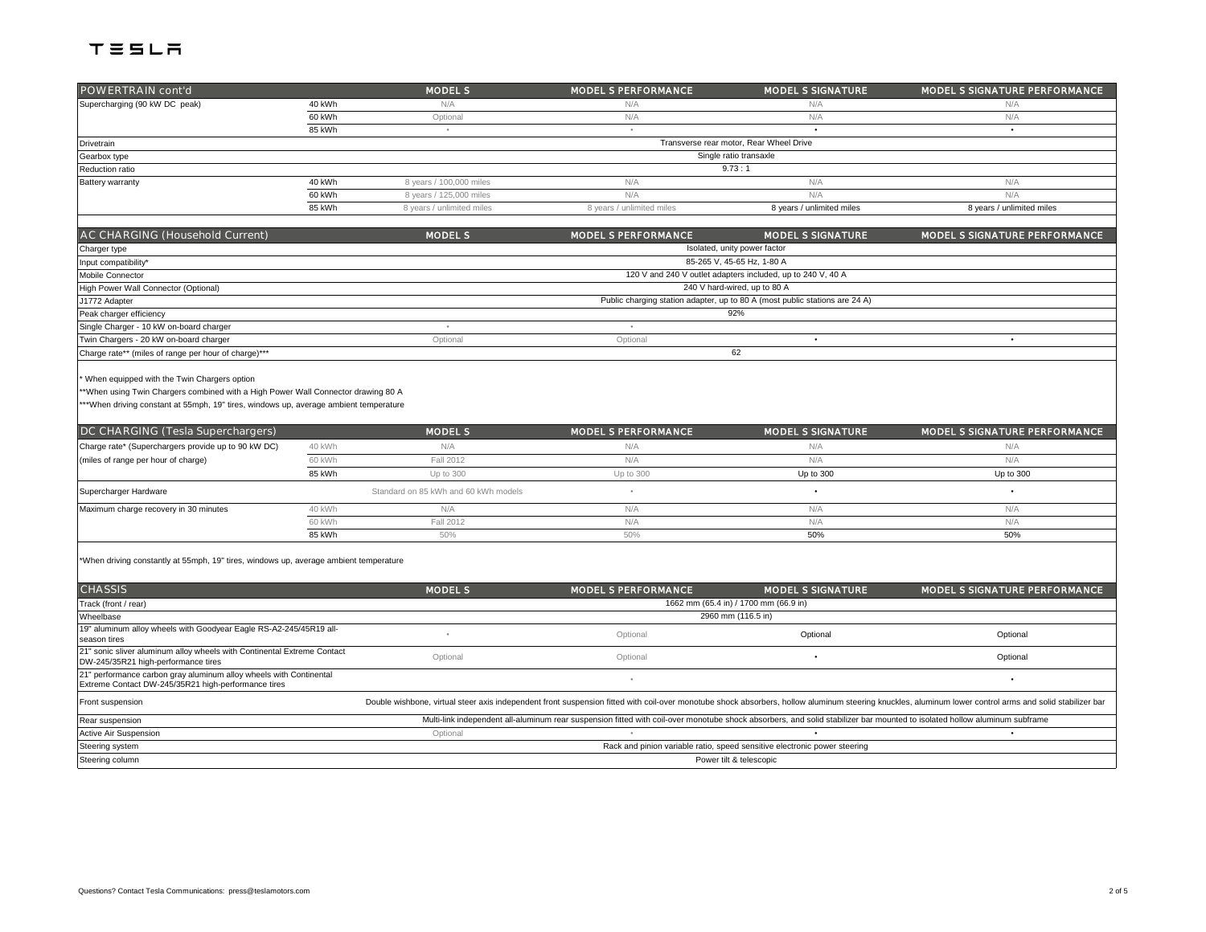TESLA

| POWERTRAIN cont'd | | MODEL S | MODEL S PERFORMANCE | MODEL S SIGNATURE | MODEL S SIGNATURE PERFORMANCE |
|---|---|---|---|---|---|
| Supercharging (90 kW DC peak) | 40 kWh | N/A | N/A | N/A | N/A |
| | 60 kWh | Optional | N/A | N/A | N/A |
| | 85 kWh | • | • | • | • |
| Drivetrain | | Transverse rear motor, Rear Wheel Drive | | | |
| Gearbox type | | Single ratio transaxle | | | |
| Reduction ratio | | 9.73 : 1 | | | |
| Battery warranty | 40 kWh | 8 years / 100,000 miles | N/A | N/A | N/A |
| | 60 kWh | 8 years / 125,000 miles | N/A | N/A | N/A |
| | 85 kWh | 8 years / unlimited miles | 8 years / unlimited miles | 8 years / unlimited miles | 8 years / unlimited miles |

| AC CHARGING (Household Current) | MODEL S | MODEL S PERFORMANCE | MODEL S SIGNATURE | MODEL S SIGNATURE PERFORMANCE |
|---|---|---|---|---|
| Charger type | Isolated, unity power factor | | | |
| Input compatibility* | 85-265 V, 45-65 Hz, 1-80 A | | | |
| Mobile Connector | 120 V and 240 V outlet adapters included, up to 240 V, 40 A | | | |
| High Power Wall Connector (Optional) | 240 V hard-wired, up to 80 A | | | |
| J1772 Adapter | Public charging station adapter, up to 80 A (most public stations are 24 A) | | | |
| Peak charger efficiency | 92% | | | |
| Single Charger - 10 kW on-board charger | • | • | | |
| Twin Chargers - 20 kW on-board charger | Optional | Optional | • | • |
| Charge rate** (miles of range per hour of charge)*** | 62 | | | |

* When equipped with the Twin Chargers option

**When using Twin Chargers combined with a High Power Wall Connector drawing 80 A

***When driving constant at 55mph, 19" tires, windows up, average ambient temperature

| DC CHARGING (Tesla Superchargers) | | MODEL S | MODEL S PERFORMANCE | MODEL S SIGNATURE | MODEL S SIGNATURE PERFORMANCE |
|---|---|---|---|---|---|
| Charge rate* (Superchargers provide up to 90 kW DC) | 40 kWh | N/A | N/A | N/A | N/A |
| (miles of range per hour of charge) | 60 kWh | Fall 2012 | N/A | N/A | N/A |
| | 85 kWh | Up to 300 | Up to 300 | Up to 300 | Up to 300 |
| Supercharger Hardware | | Standard on 85 kWh and 60 kWh models | • | • | • |
| Maximum charge recovery in 30 minutes | 40 kWh | N/A | N/A | N/A | N/A |
| | 60 kWh | Fall 2012 | N/A | N/A | N/A |
| | 85 kWh | 50% | 50% | 50% | 50% |

*When driving constantly at 55mph, 19" tires, windows up, average ambient temperature

| CHASSIS | MODEL S | MODEL S PERFORMANCE | MODEL S SIGNATURE | MODEL S SIGNATURE PERFORMANCE |
|---|---|---|---|---|
| Track (front / rear) | 1662 mm (65.4 in) / 1700 mm (66.9 in) | | | |
| Wheelbase | 2960 mm (116.5 in) | | | |
| 19" aluminum alloy wheels with Goodyear Eagle RS-A2-245/45R19 all-season tires | • | Optional | Optional | Optional |
| 21" sonic sliver aluminum alloy wheels with Continental Extreme Contact DW-245/35R21 high-performance tires | Optional | Optional | • | Optional |
| 21" performance carbon gray aluminum alloy wheels with Continental Extreme Contact DW-245/35R21 high-performance tires | | • | | • |
| Front suspension | Double wishbone, virtual steer axis independent front suspension fitted with coil-over monotube shock absorbers, hollow aluminum steering knuckles, aluminum lower control arms and solid stabilizer bar | | | |
| Rear suspension | Multi-link independent all-aluminum rear suspension fitted with coil-over monotube shock absorbers, and solid stabilizer bar mounted to isolated hollow aluminum subframe | | | |
| Active Air Suspension | Optional | • | • | • |
| Steering system | Rack and pinion variable ratio, speed sensitive electronic power steering | | | |
| Steering column | Power tilt & telescopic | | | |

Questions? Contact Tesla Communications: press@teslamotors.com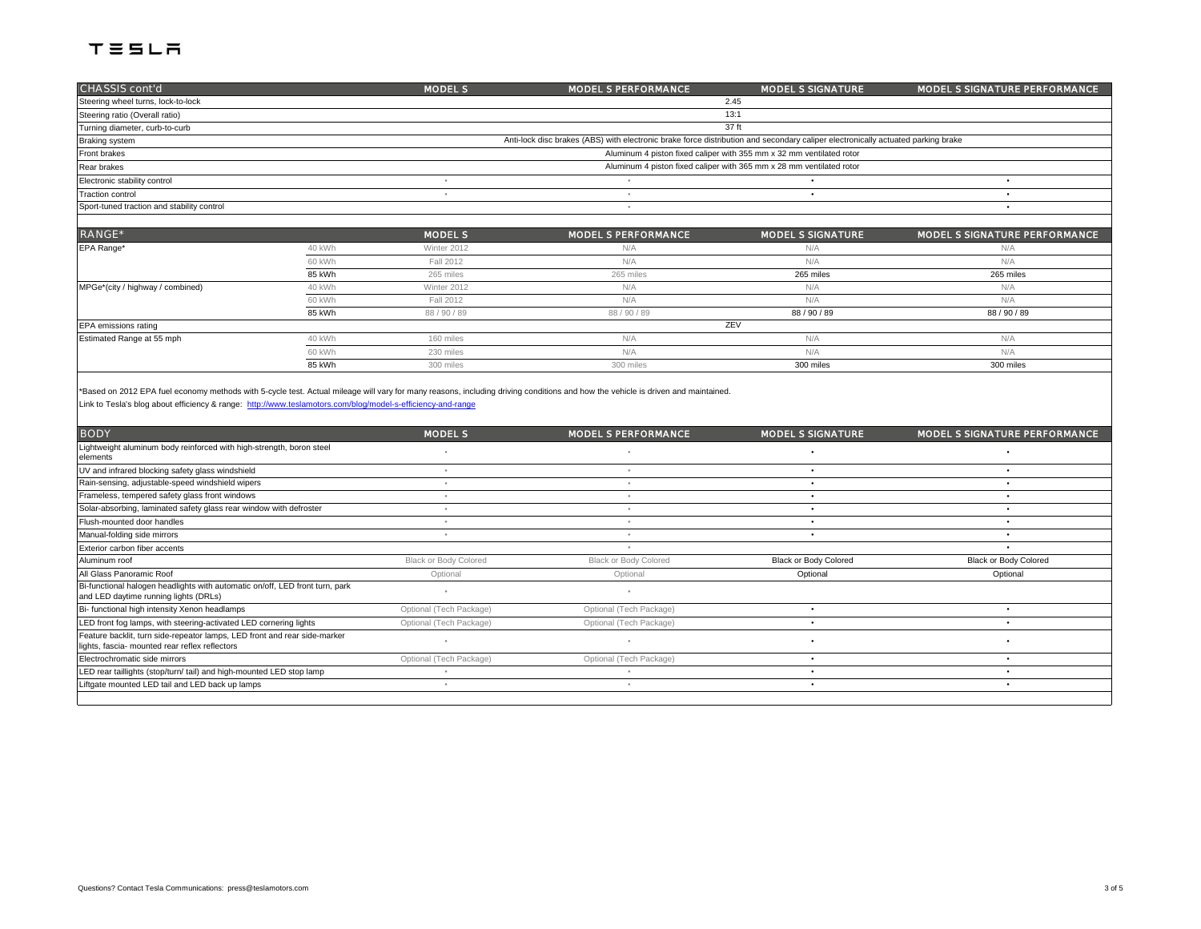TESLA

| CHASSIS cont'd | MODEL S | MODEL S PERFORMANCE | MODEL S SIGNATURE | MODEL S SIGNATURE PERFORMANCE |
|---|---|---|---|---|
| Steering wheel turns, lock-to-lock | 2.45 | | | |
| Steering ratio (Overall ratio) | 13:1 | | | |
| Turning diameter, curb-to-curb | 37 ft | | | |
| Braking system | Anti-lock disc brakes (ABS) with electronic brake force distribution and secondary caliper electronically actuated parking brake | | | |
| Front brakes | Aluminum 4 piston fixed caliper with 355 mm x 32 mm ventilated rotor | | | |
| Rear brakes | Aluminum 4 piston fixed caliper with 365 mm x 28 mm ventilated rotor | | | |
| Electronic stability control | • | • | • | • |
| Traction control | • | • | • | • |
| Sport-tuned traction and stability control | | • | | • |

| RANGE* | | MODEL S | MODEL S PERFORMANCE | MODEL S SIGNATURE | MODEL S SIGNATURE PERFORMANCE |
|---|---|---|---|---|---|
| EPA Range* | 40 kWh | Winter 2012 | N/A | N/A | N/A |
| | 60 kWh | Fall 2012 | N/A | N/A | N/A |
| | 85 kWh | 265 miles | 265 miles | 265 miles | 265 miles |
| MPGe*(city / highway / combined) | 40 kWh | Winter 2012 | N/A | N/A | N/A |
| | 60 kWh | Fall 2012 | N/A | N/A | N/A |
| | 85 kWh | 88 / 90 / 89 | 88 / 90 / 89 | 88 / 90 / 89 | 88 / 90 / 89 |
| EPA emissions rating | | ZEV | | | |
| Estimated Range at 55 mph | 40 kWh | 160 miles | N/A | N/A | N/A |
| | 60 kWh | 230 miles | N/A | N/A | N/A |
| | 85 kWh | 300 miles | 300 miles | 300 miles | 300 miles |

*Based on 2012 EPA fuel economy methods with 5-cycle test. Actual mileage will vary for many reasons, including driving conditions and how the vehicle is driven and maintained.

Link to Tesla's blog about efficiency & range: http://www.teslamotors.com/blog/model-s-efficiency-and-range

| BODY | MODEL S | MODEL S PERFORMANCE | MODEL S SIGNATURE | MODEL S SIGNATURE PERFORMANCE |
|---|---|---|---|---|
| Lightweight aluminum body reinforced with high-strength, boron steel elements | • | • | • | • |
| UV and infrared blocking safety glass windshield | • | • | • | • |
| Rain-sensing, adjustable-speed windshield wipers | • | • | • | • |
| Frameless, tempered safety glass front windows | • | • | • | • |
| Solar-absorbing, laminated safety glass rear window with defroster | • | • | • | • |
| Flush-mounted door handles | • | • | • | • |
| Manual-folding side mirrors | • | • | • | • |
| Exterior carbon fiber accents | | • | | • |
| Aluminum roof | Black or Body Colored | Black or Body Colored | Black or Body Colored | Black or Body Colored |
| All Glass Panoramic Roof | Optional | Optional | Optional | Optional |
| Bi-functional halogen headlights with automatic on/off, LED front turn, park and LED daytime running lights (DRLs) | • | • | | |
| Bi- functional high intensity Xenon headlamps | Optional (Tech Package) | Optional (Tech Package) | • | • |
| LED front fog lamps, with steering-activated LED cornering lights | Optional (Tech Package) | Optional (Tech Package) | • | • |
| Feature backlit, turn side-repeator lamps, LED front and rear side-marker lights, fascia- mounted rear reflex reflectors | • | • | • | • |
| Electrochromatic side mirrors | Optional (Tech Package) | Optional (Tech Package) | • | • |
| LED rear taillights (stop/turn/ tail) and high-mounted LED stop lamp | • | • | • | • |
| Liftgate mounted LED tail and LED back up lamps | • | • | • | • |

Questions? Contact Tesla Communications: press@teslamotors.com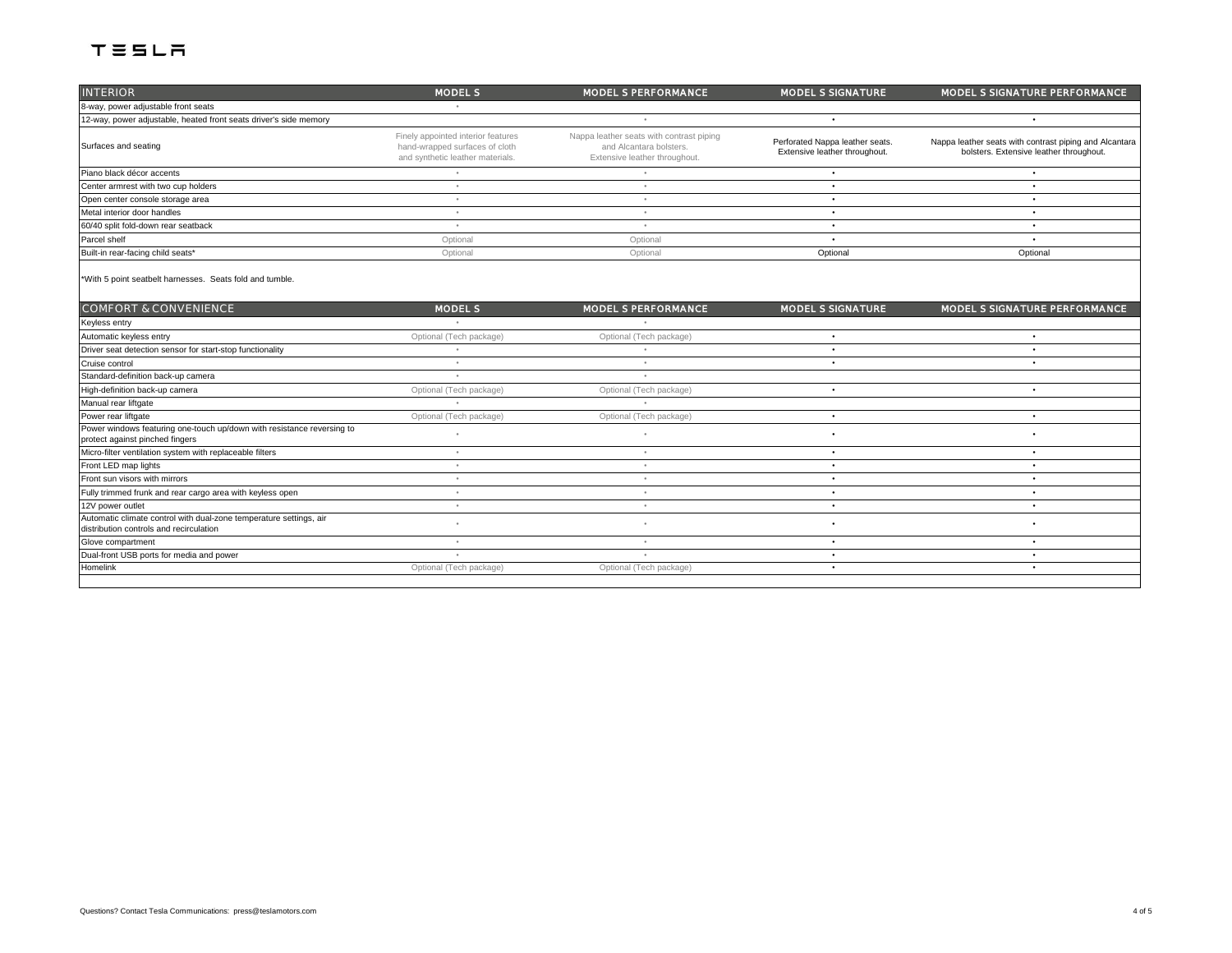TESLA

| INTERIOR | MODEL S | MODEL S PERFORMANCE | MODEL S SIGNATURE | MODEL S SIGNATURE PERFORMANCE |
|---|---|---|---|---|
| 8-way, power adjustable front seats | • | | | |
| 12-way, power adjustable, heated front seats driver's side memory | | • | • | • |
| Surfaces and seating | Finely appointed interior features hand-wrapped surfaces of cloth and synthetic leather materials. | Nappa leather seats with contrast piping and Alcantara bolsters. Extensive leather throughout. | Perforated Nappa leather seats. Extensive leather throughout. | Nappa leather seats with contrast piping and Alcantara bolsters. Extensive leather throughout. |
| Piano black décor accents | • | • | • | • |
| Center armrest with two cup holders | • | • | • | • |
| Open center console storage area | • | • | • | • |
| Metal interior door handles | • | • | • | • |
| 60/40 split fold-down rear seatback | • | • | • | • |
| Parcel shelf | Optional | Optional | • | • |
| Built-in rear-facing child seats* | Optional | Optional | Optional | Optional |

*With 5 point seatbelt harnesses. Seats fold and tumble.

| COMFORT & CONVENIENCE | MODEL S | MODEL S PERFORMANCE | MODEL S SIGNATURE | MODEL S SIGNATURE PERFORMANCE |
|---|---|---|---|---|
| Keyless entry | • | • | | |
| Automatic keyless entry | Optional (Tech package) | Optional (Tech package) | • | • |
| Driver seat detection sensor for start-stop functionality | • | • | • | • |
| Cruise control | • | • | • | • |
| Standard-definition back-up camera | • | • | | |
| High-definition back-up camera | Optional (Tech package) | Optional (Tech package) | • | • |
| Manual rear liftgate | • | • | | |
| Power rear liftgate | Optional (Tech package) | Optional (Tech package) | • | • |
| Power windows featuring one-touch up/down with resistance reversing to protect against pinched fingers | • | • | • | • |
| Micro-filter ventilation system with replaceable filters | • | • | • | • |
| Front LED map lights | • | • | • | • |
| Front sun visors with mirrors | • | • | • | • |
| Fully trimmed frunk and rear cargo area with keyless open | • | • | • | • |
| 12V power outlet | • | • | • | • |
| Automatic climate control with dual-zone temperature settings, air distribution controls and recirculation | • | • | • | • |
| Glove compartment | • | • | • | • |
| Dual-front USB ports for media and power | • | • | • | • |
| Homelink | Optional (Tech package) | Optional (Tech package) | • | • |

Questions? Contact Tesla Communications: press@teslamotors.com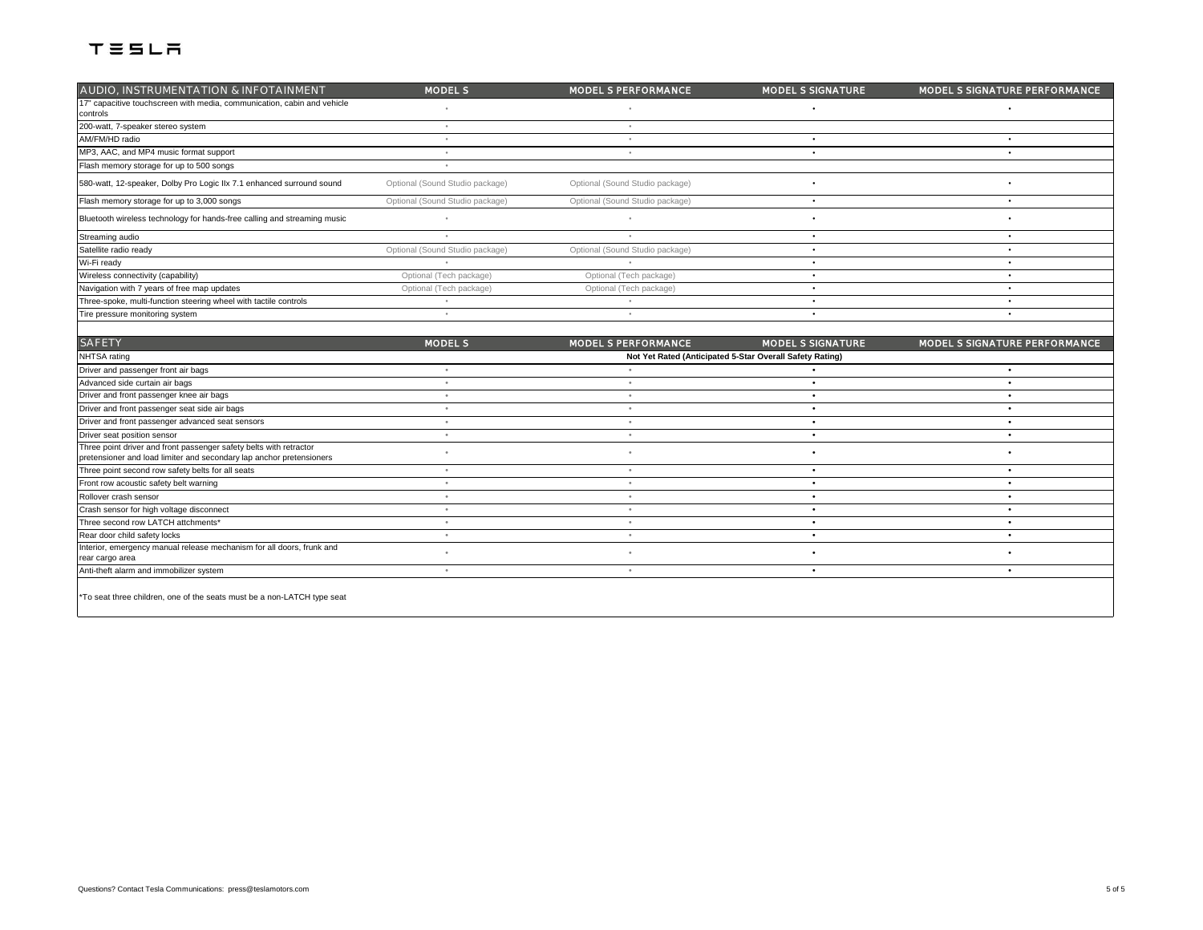TESLA

| AUDIO, INSTRUMENTATION & INFOTAINMENT | MODEL S | MODEL S PERFORMANCE | MODEL S SIGNATURE | MODEL S SIGNATURE PERFORMANCE |
|---|---|---|---|---|
| 17" capacitive touchscreen with media, communication, cabin and vehicle controls | • | • | • | • |
| 200-watt, 7-speaker stereo system | • | • | | |
| AM/FM/HD radio | • | • | • | • |
| MP3, AAC, and MP4 music format support | • | • | • | • |
| Flash memory storage for up to 500 songs | • | | | |
| 580-watt, 12-speaker, Dolby Pro Logic IIx 7.1 enhanced surround sound | Optional (Sound Studio package) | Optional (Sound Studio package) | • | • |
| Flash memory storage for up to 3,000 songs | Optional (Sound Studio package) | Optional (Sound Studio package) | • | • |
| Bluetooth wireless technology for hands-free calling and streaming music | • | • | • | • |
| Streaming audio | • | • | • | • |
| Satellite radio ready | Optional (Sound Studio package) | Optional (Sound Studio package) | • | • |
| Wi-Fi ready | • | • | • | • |
| Wireless connectivity (capability) | Optional (Tech package) | Optional (Tech package) | • | • |
| Navigation with 7 years of free map updates | Optional (Tech package) | Optional (Tech package) | • | • |
| Three-spoke, multi-function steering wheel with tactile controls | • | • | • | • |
| Tire pressure monitoring system | • | • | • | • |

| SAFETY | MODEL S | MODEL S PERFORMANCE | MODEL S SIGNATURE | MODEL S SIGNATURE PERFORMANCE |
|---|---|---|---|---|
| NHTSA rating | Not Yet Rated (Anticipated 5-Star Overall Safety Rating) | | | |
| Driver and passenger front air bags | • | • | • | • |
| Advanced side curtain air bags | • | • | • | • |
| Driver and front passenger knee air bags | • | • | • | • |
| Driver and front passenger seat side air bags | • | • | • | • |
| Driver and front passenger advanced seat sensors | • | • | • | • |
| Driver seat position sensor | • | • | • | • |
| Three point driver and front passenger safety belts with retractor pretensioner and load limiter and secondary lap anchor pretensioners | • | • | • | • |
| Three point second row safety belts for all seats | • | • | • | • |
| Front row acoustic safety belt warning | • | • | • | • |
| Rollover crash sensor | • | • | • | • |
| Crash sensor for high voltage disconnect | • | • | • | • |
| Three second row LATCH attchments* | • | • | • | • |
| Rear door child safety locks | • | • | • | • |
| Interior, emergency manual release mechanism for all doors, frunk and rear cargo area | • | • | • | • |
| Anti-theft alarm and immobilizer system | • | • | • | • |

*To seat three children, one of the seats must be a non-LATCH type seat

Questions? Contact Tesla Communications: press@teslamotors.com